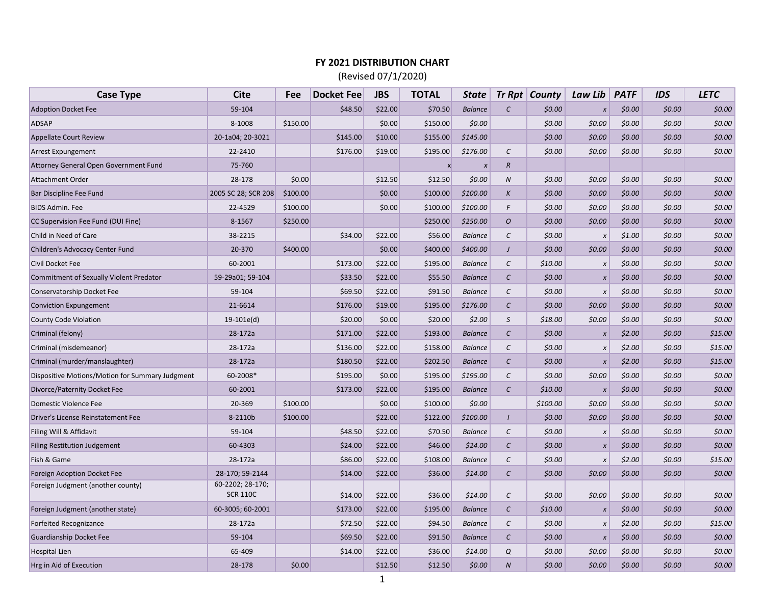# FY 2021 DISTRIBUTION CHART

(Revised 07/1/2020)

| Case Type | Cite | Fee | Docket Fee | JBS | TOTAL | *State* | *Tr Rpt* | *County* | *Law Lib* | *PATF* | *IDS* | *LETC* |
|---|---|---|---|---|---|---|---|---|---|---|---|---|
| Adoption Docket Fee | 59-104 | | $48.50 | $22.00 | $70.50 | *Balance* | *C* | *$0.00* | *x* | *$0.00* | *$0.00* | *$0.00* |
| ADSAP | 8-1008 | $150.00 | | $0.00 | $150.00 | *$0.00* | | *$0.00* | *$0.00* | *$0.00* | *$0.00* | *$0.00* |
| Appellate Court Review | 20-1a04; 20-3021 | | $145.00 | $10.00 | $155.00 | *$145.00* | | *$0.00* | *$0.00* | *$0.00* | *$0.00* | *$0.00* |
| Arrest Expungement | 22-2410 | | $176.00 | $19.00 | $195.00 | *$176.00* | *C* | *$0.00* | *$0.00* | *$0.00* | *$0.00* | *$0.00* |
| Attorney General Open Government Fund | 75-760 | | | | x | *x* | *R* | | | | | |
| Attachment Order | 28-178 | $0.00 | | $12.50 | $12.50 | *$0.00* | *N* | *$0.00* | *$0.00* | *$0.00* | *$0.00* | *$0.00* |
| Bar Discipline Fee Fund | 2005 SC 28; SCR 208 | $100.00 | | $0.00 | $100.00 | *$100.00* | *K* | *$0.00* | *$0.00* | *$0.00* | *$0.00* | *$0.00* |
| BIDS Admin. Fee | 22-4529 | $100.00 | | $0.00 | $100.00 | *$100.00* | *F* | *$0.00* | *$0.00* | *$0.00* | *$0.00* | *$0.00* |
| CC Supervision Fee Fund (DUI Fine) | 8-1567 | $250.00 | | | $250.00 | *$250.00* | *O* | *$0.00* | *$0.00* | *$0.00* | *$0.00* | *$0.00* |
| Child in Need of Care | 38-2215 | | $34.00 | $22.00 | $56.00 | *Balance* | *C* | *$0.00* | *x* | *$1.00* | *$0.00* | *$0.00* |
| Children's Advocacy Center Fund | 20-370 | $400.00 | | $0.00 | $400.00 | *$400.00* | *J* | *$0.00* | *$0.00* | *$0.00* | *$0.00* | *$0.00* |
| Civil Docket Fee | 60-2001 | | $173.00 | $22.00 | $195.00 | *Balance* | *C* | *$10.00* | *x* | *$0.00* | *$0.00* | *$0.00* |
| Commitment of Sexually Violent Predator | 59-29a01; 59-104 | | $33.50 | $22.00 | $55.50 | *Balance* | *C* | *$0.00* | *x* | *$0.00* | *$0.00* | *$0.00* |
| Conservatorship Docket Fee | 59-104 | | $69.50 | $22.00 | $91.50 | *Balance* | *C* | *$0.00* | *x* | *$0.00* | *$0.00* | *$0.00* |
| Conviction Expungement | 21-6614 | | $176.00 | $19.00 | $195.00 | *$176.00* | *C* | *$0.00* | *$0.00* | *$0.00* | *$0.00* | *$0.00* |
| County Code Violation | 19-101e(d) | | $20.00 | $0.00 | $20.00 | *$2.00* | *S* | *$18.00* | *$0.00* | *$0.00* | *$0.00* | *$0.00* |
| Criminal (felony) | 28-172a | | $171.00 | $22.00 | $193.00 | *Balance* | *C* | *$0.00* | *x* | *$2.00* | *$0.00* | *$15.00* |
| Criminal (misdemeanor) | 28-172a | | $136.00 | $22.00 | $158.00 | *Balance* | *C* | *$0.00* | *x* | *$2.00* | *$0.00* | *$15.00* |
| Criminal (murder/manslaughter) | 28-172a | | $180.50 | $22.00 | $202.50 | *Balance* | *C* | *$0.00* | *x* | *$2.00* | *$0.00* | *$15.00* |
| Dispositive Motions/Motion for Summary Judgment | 60-2008* | | $195.00 | $0.00 | $195.00 | *$195.00* | *C* | *$0.00* | *$0.00* | *$0.00* | *$0.00* | *$0.00* |
| Divorce/Paternity Docket Fee | 60-2001 | | $173.00 | $22.00 | $195.00 | *Balance* | *C* | *$10.00* | *x* | *$0.00* | *$0.00* | *$0.00* |
| Domestic Violence Fee | 20-369 | $100.00 | | $0.00 | $100.00 | *$0.00* | | *$100.00* | *$0.00* | *$0.00* | *$0.00* | *$0.00* |
| Driver's License Reinstatement Fee | 8-2110b | $100.00 | | $22.00 | $122.00 | *$100.00* | *I* | *$0.00* | *$0.00* | *$0.00* | *$0.00* | *$0.00* |
| Filing Will & Affidavit | 59-104 | | $48.50 | $22.00 | $70.50 | *Balance* | *C* | *$0.00* | *x* | *$0.00* | *$0.00* | *$0.00* |
| Filing Restitution Judgement | 60-4303 | | $24.00 | $22.00 | $46.00 | *$24.00* | *C* | *$0.00* | *x* | *$0.00* | *$0.00* | *$0.00* |
| Fish & Game | 28-172a | | $86.00 | $22.00 | $108.00 | *Balance* | *C* | *$0.00* | *x* | *$2.00* | *$0.00* | *$15.00* |
| Foreign Adoption Docket Fee | 28-170; 59-2144 | | $14.00 | $22.00 | $36.00 | *$14.00* | *C* | *$0.00* | *$0.00* | *$0.00* | *$0.00* | *$0.00* |
| Foreign Judgment (another county) | 60-2202; 28-170; SCR 110C | | $14.00 | $22.00 | $36.00 | *$14.00* | *C* | *$0.00* | *$0.00* | *$0.00* | *$0.00* | *$0.00* |
| Foreign Judgment (another state) | 60-3005; 60-2001 | | $173.00 | $22.00 | $195.00 | *Balance* | *C* | *$10.00* | *x* | *$0.00* | *$0.00* | *$0.00* |
| Forfeited Recognizance | 28-172a | | $72.50 | $22.00 | $94.50 | *Balance* | *C* | *$0.00* | *x* | *$2.00* | *$0.00* | *$15.00* |
| Guardianship Docket Fee | 59-104 | | $69.50 | $22.00 | $91.50 | *Balance* | *C* | *$0.00* | *x* | *$0.00* | *$0.00* | *$0.00* |
| Hospital Lien | 65-409 | | $14.00 | $22.00 | $36.00 | *$14.00* | *Q* | *$0.00* | *$0.00* | *$0.00* | *$0.00* | *$0.00* |
| Hrg in Aid of Execution | 28-178 | $0.00 | | $12.50 | $12.50 | *$0.00* | *N* | *$0.00* | *$0.00* | *$0.00* | *$0.00* | *$0.00* |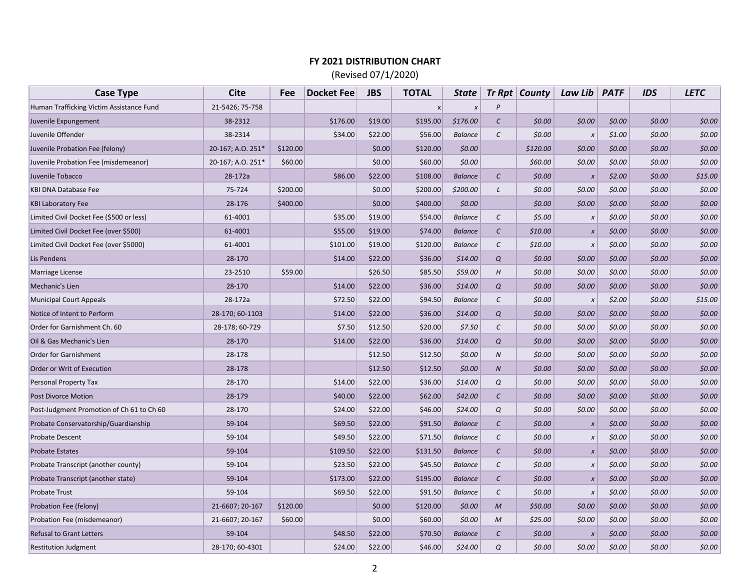**FY 2021 DISTRIBUTION CHART**

(Revised 07/1/2020)

| Case Type | Cite | Fee | Docket Fee | JBS | TOTAL | *State* | *Tr Rpt* | *County* | *Law Lib* | *PATF* | *IDS* | *LETC* |
|---|---|---|---|---|---|---|---|---|---|---|---|---|
| Human Trafficking Victim Assistance Fund | 21-5426; 75-758 | | | | x | *x* | *P* | | | | | |
| Juvenile Expungement | 38-2312 | | $176.00 | $19.00 | $195.00 | *$176.00* | *C* | *$0.00* | *$0.00* | *$0.00* | *$0.00* | *$0.00* |
| Juvenile Offender | 38-2314 | | $34.00 | $22.00 | $56.00 | *Balance* | *C* | *$0.00* | *x* | *$1.00* | *$0.00* | *$0.00* |
| Juvenile Probation Fee (felony) | 20-167; A.O. 251* | $120.00 | | $0.00 | $120.00 | *$0.00* | | *$120.00* | *$0.00* | *$0.00* | *$0.00* | *$0.00* |
| Juvenile Probation Fee (misdemeanor) | 20-167; A.O. 251* | $60.00 | | $0.00 | $60.00 | *$0.00* | | *$60.00* | *$0.00* | *$0.00* | *$0.00* | *$0.00* |
| Juvenile Tobacco | 28-172a | | $86.00 | $22.00 | $108.00 | *Balance* | *C* | *$0.00* | *x* | *$2.00* | *$0.00* | *$15.00* |
| KBI DNA Database Fee | 75-724 | $200.00 | | $0.00 | $200.00 | *$200.00* | *L* | *$0.00* | *$0.00* | *$0.00* | *$0.00* | *$0.00* |
| KBI Laboratory Fee | 28-176 | $400.00 | | $0.00 | $400.00 | *$0.00* | | *$0.00* | *$0.00* | *$0.00* | *$0.00* | *$0.00* |
| Limited Civil Docket Fee ($500 or less) | 61-4001 | | $35.00 | $19.00 | $54.00 | *Balance* | *C* | *$5.00* | *x* | *$0.00* | *$0.00* | *$0.00* |
| Limited Civil Docket Fee (over $500) | 61-4001 | | $55.00 | $19.00 | $74.00 | *Balance* | *C* | *$10.00* | *x* | *$0.00* | *$0.00* | *$0.00* |
| Limited Civil Docket Fee (over $5000) | 61-4001 | | $101.00 | $19.00 | $120.00 | *Balance* | *C* | *$10.00* | *x* | *$0.00* | *$0.00* | *$0.00* |
| Lis Pendens | 28-170 | | $14.00 | $22.00 | $36.00 | *$14.00* | *Q* | *$0.00* | *$0.00* | *$0.00* | *$0.00* | *$0.00* |
| Marriage License | 23-2510 | $59.00 | | $26.50 | $85.50 | *$59.00* | *H* | *$0.00* | *$0.00* | *$0.00* | *$0.00* | *$0.00* |
| Mechanic's Lien | 28-170 | | $14.00 | $22.00 | $36.00 | *$14.00* | *Q* | *$0.00* | *$0.00* | *$0.00* | *$0.00* | *$0.00* |
| Municipal Court Appeals | 28-172a | | $72.50 | $22.00 | $94.50 | *Balance* | *C* | *$0.00* | *x* | *$2.00* | *$0.00* | *$15.00* |
| Notice of Intent to Perform | 28-170; 60-1103 | | $14.00 | $22.00 | $36.00 | *$14.00* | *Q* | *$0.00* | *$0.00* | *$0.00* | *$0.00* | *$0.00* |
| Order for Garnishment Ch. 60 | 28-178; 60-729 | | $7.50 | $12.50 | $20.00 | *$7.50* | *C* | *$0.00* | *$0.00* | *$0.00* | *$0.00* | *$0.00* |
| Oil & Gas Mechanic's Lien | 28-170 | | $14.00 | $22.00 | $36.00 | *$14.00* | *Q* | *$0.00* | *$0.00* | *$0.00* | *$0.00* | *$0.00* |
| Order for Garnishment | 28-178 | | | $12.50 | $12.50 | *$0.00* | *N* | *$0.00* | *$0.00* | *$0.00* | *$0.00* | *$0.00* |
| Order or Writ of Execution | 28-178 | | | $12.50 | $12.50 | *$0.00* | *N* | *$0.00* | *$0.00* | *$0.00* | *$0.00* | *$0.00* |
| Personal Property Tax | 28-170 | | $14.00 | $22.00 | $36.00 | *$14.00* | *Q* | *$0.00* | *$0.00* | *$0.00* | *$0.00* | *$0.00* |
| Post Divorce Motion | 28-179 | | $40.00 | $22.00 | $62.00 | *$42.00* | *C* | *$0.00* | *$0.00* | *$0.00* | *$0.00* | *$0.00* |
| Post-Judgment Promotion of Ch 61 to Ch 60 | 28-170 | | $24.00 | $22.00 | $46.00 | *$24.00* | *Q* | *$0.00* | *$0.00* | *$0.00* | *$0.00* | *$0.00* |
| Probate Conservatorship/Guardianship | 59-104 | | $69.50 | $22.00 | $91.50 | *Balance* | *C* | *$0.00* | *x* | *$0.00* | *$0.00* | *$0.00* |
| Probate Descent | 59-104 | | $49.50 | $22.00 | $71.50 | *Balance* | *C* | *$0.00* | *x* | *$0.00* | *$0.00* | *$0.00* |
| Probate Estates | 59-104 | | $109.50 | $22.00 | $131.50 | *Balance* | *C* | *$0.00* | *x* | *$0.00* | *$0.00* | *$0.00* |
| Probate Transcript (another county) | 59-104 | | $23.50 | $22.00 | $45.50 | *Balance* | *C* | *$0.00* | *x* | *$0.00* | *$0.00* | *$0.00* |
| Probate Transcript (another state) | 59-104 | | $173.00 | $22.00 | $195.00 | *Balance* | *C* | *$0.00* | *x* | *$0.00* | *$0.00* | *$0.00* |
| Probate Trust | 59-104 | | $69.50 | $22.00 | $91.50 | *Balance* | *C* | *$0.00* | *x* | *$0.00* | *$0.00* | *$0.00* |
| Probation Fee (felony) | 21-6607; 20-167 | $120.00 | | $0.00 | $120.00 | *$0.00* | *M* | *$50.00* | *$0.00* | *$0.00* | *$0.00* | *$0.00* |
| Probation Fee (misdemeanor) | 21-6607; 20-167 | $60.00 | | $0.00 | $60.00 | *$0.00* | *M* | *$25.00* | *$0.00* | *$0.00* | *$0.00* | *$0.00* |
| Refusal to Grant Letters | 59-104 | | $48.50 | $22.00 | $70.50 | *Balance* | *C* | *$0.00* | *x* | *$0.00* | *$0.00* | *$0.00* |
| Restitution Judgment | 28-170; 60-4301 | | $24.00 | $22.00 | $46.00 | *$24.00* | *Q* | *$0.00* | *$0.00* | *$0.00* | *$0.00* | *$0.00* |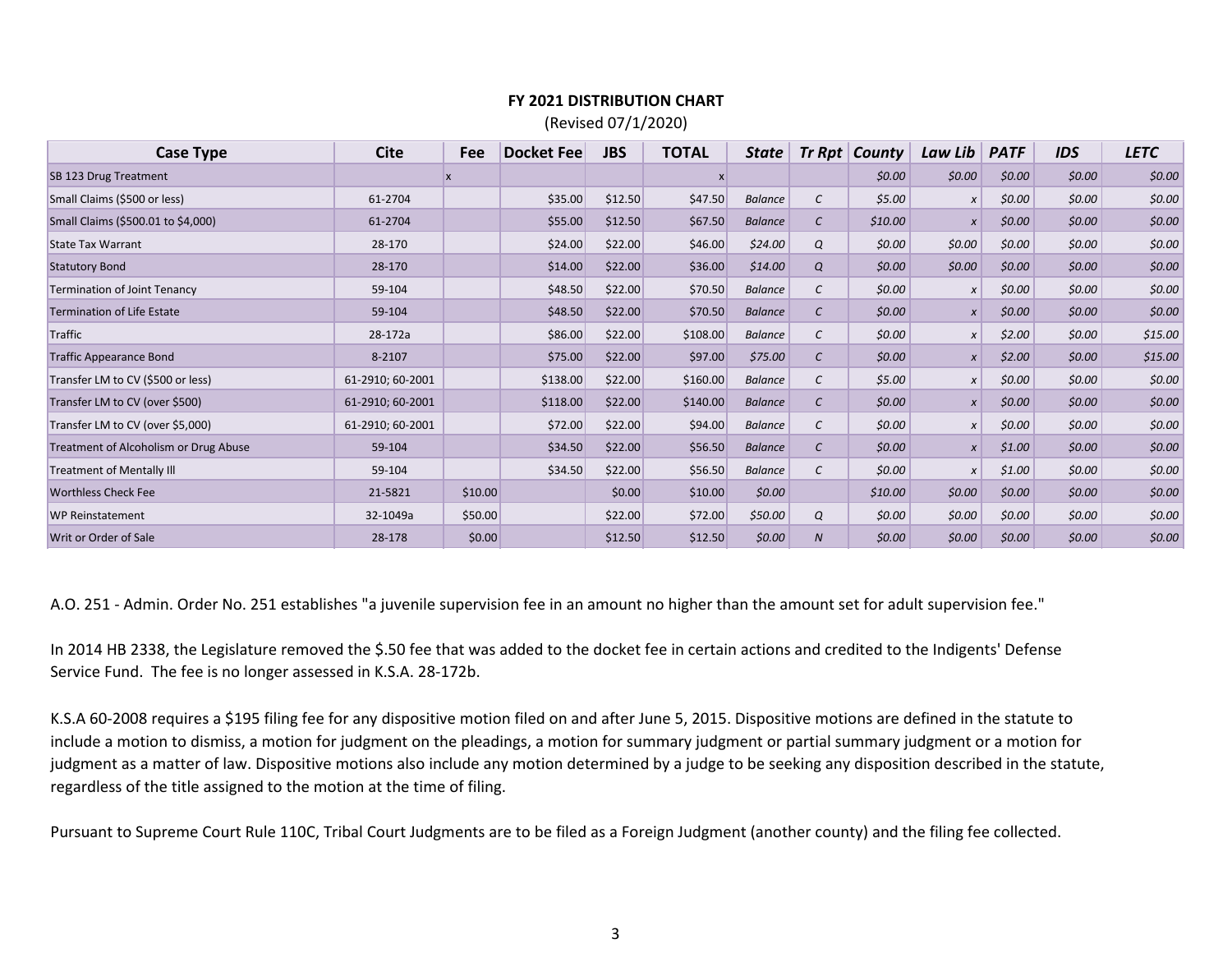**FY 2021 DISTRIBUTION CHART**

(Revised 07/1/2020)

| Case Type | Cite | Fee | Docket Fee | JBS | TOTAL | *State* | *Tr Rpt* | *County* | *Law Lib* | *PATF* | *IDS* | *LETC* |
|---|---|---|---|---|---|---|---|---|---|---|---|---|
| SB 123 Drug Treatment | | x | | | x | | | *$0.00* | *$0.00* | *$0.00* | *$0.00* | *$0.00* |
| Small Claims ($500 or less) | 61-2704 | | $35.00 | $12.50 | $47.50 | *Balance* | *C* | *$5.00* | *x* | *$0.00* | *$0.00* | *$0.00* |
| Small Claims ($500.01 to $4,000) | 61-2704 | | $55.00 | $12.50 | $67.50 | *Balance* | *C* | *$10.00* | *x* | *$0.00* | *$0.00* | *$0.00* |
| State Tax Warrant | 28-170 | | $24.00 | $22.00 | $46.00 | *$24.00* | *Q* | *$0.00* | *$0.00* | *$0.00* | *$0.00* | *$0.00* |
| Statutory Bond | 28-170 | | $14.00 | $22.00 | $36.00 | *$14.00* | *Q* | *$0.00* | *$0.00* | *$0.00* | *$0.00* | *$0.00* |
| Termination of Joint Tenancy | 59-104 | | $48.50 | $22.00 | $70.50 | *Balance* | *C* | *$0.00* | *x* | *$0.00* | *$0.00* | *$0.00* |
| Termination of Life Estate | 59-104 | | $48.50 | $22.00 | $70.50 | *Balance* | *C* | *$0.00* | *x* | *$0.00* | *$0.00* | *$0.00* |
| Traffic | 28-172a | | $86.00 | $22.00 | $108.00 | *Balance* | *C* | *$0.00* | *x* | *$2.00* | *$0.00* | *$15.00* |
| Traffic Appearance Bond | 8-2107 | | $75.00 | $22.00 | $97.00 | *$75.00* | *C* | *$0.00* | *x* | *$2.00* | *$0.00* | *$15.00* |
| Transfer LM to CV ($500 or less) | 61-2910; 60-2001 | | $138.00 | $22.00 | $160.00 | *Balance* | *C* | *$5.00* | *x* | *$0.00* | *$0.00* | *$0.00* |
| Transfer LM to CV (over $500) | 61-2910; 60-2001 | | $118.00 | $22.00 | $140.00 | *Balance* | *C* | *$0.00* | *x* | *$0.00* | *$0.00* | *$0.00* |
| Transfer LM to CV (over $5,000) | 61-2910; 60-2001 | | $72.00 | $22.00 | $94.00 | *Balance* | *C* | *$0.00* | *x* | *$0.00* | *$0.00* | *$0.00* |
| Treatment of Alcoholism or Drug Abuse | 59-104 | | $34.50 | $22.00 | $56.50 | *Balance* | *C* | *$0.00* | *x* | *$1.00* | *$0.00* | *$0.00* |
| Treatment of Mentally Ill | 59-104 | | $34.50 | $22.00 | $56.50 | *Balance* | *C* | *$0.00* | *x* | *$1.00* | *$0.00* | *$0.00* |
| Worthless Check Fee | 21-5821 | $10.00 | | $0.00 | $10.00 | *$0.00* | | *$10.00* | *$0.00* | *$0.00* | *$0.00* | *$0.00* |
| WP Reinstatement | 32-1049a | $50.00 | | $22.00 | $72.00 | *$50.00* | *Q* | *$0.00* | *$0.00* | *$0.00* | *$0.00* | *$0.00* |
| Writ or Order of Sale | 28-178 | $0.00 | | $12.50 | $12.50 | *$0.00* | *N* | *$0.00* | *$0.00* | *$0.00* | *$0.00* | *$0.00* |

A.O. 251 - Admin. Order No. 251 establishes "a juvenile supervision fee in an amount no higher than the amount set for adult supervision fee."

In 2014 HB 2338, the Legislature removed the $.50 fee that was added to the docket fee in certain actions and credited to the Indigents' Defense Service Fund. The fee is no longer assessed in K.S.A. 28-172b.

K.S.A 60-2008 requires a $195 filing fee for any dispositive motion filed on and after June 5, 2015. Dispositive motions are defined in the statute to include a motion to dismiss, a motion for judgment on the pleadings, a motion for summary judgment or partial summary judgment or a motion for judgment as a matter of law. Dispositive motions also include any motion determined by a judge to be seeking any disposition described in the statute, regardless of the title assigned to the motion at the time of filing.

Pursuant to Supreme Court Rule 110C, Tribal Court Judgments are to be filed as a Foreign Judgment (another county) and the filing fee collected.